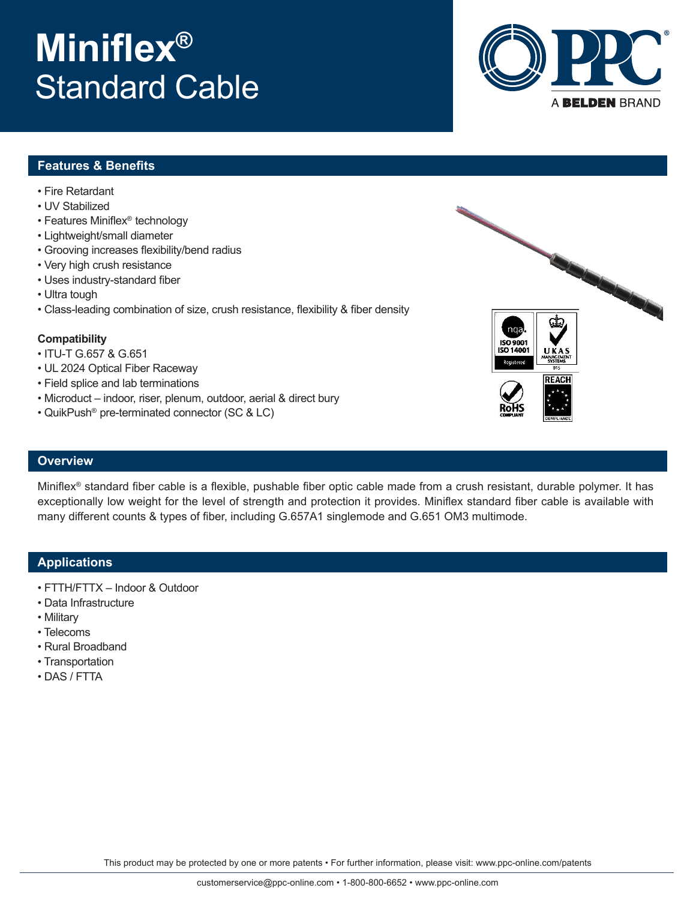# Miniflex® Standard Cable

## Features & Benefits

- Fire Retardant
- UV Stabilized
- Features Miniflex® technology
- Lightweight/small diameter
- Grooving increases flexibility/bend radius
- Very high crush resistance
- Uses industry-standard fiber
- Ultra tough
- Class-leading combination of size, crush resistance, flexibility & fiber density

### Compatibility

- ITU-T G.657 & G.651
- UL 2024 Optical Fiber Raceway
- Field splice and lab terminations
- Microduct – indoor, riser, plenum, outdoor, aerial & direct bury
- QuikPush® pre-terminated connector (SC & LC)

## Overview

Miniflex® standard fiber cable is a flexible, pushable fiber optic cable made from a crush resistant, durable polymer. It has exceptionally low weight for the level of strength and protection it provides. Miniflex standard fiber cable is available with many different counts & types of fiber, including G.657A1 singlemode and G.651 OM3 multimode.

## Applications

- FTTH/FTTX – Indoor & Outdoor
- Data Infrastructure
- Military
- Telecoms
- Rural Broadband
- Transportation
- DAS / FTTA

This product may be protected by one or more patents • For further information, please visit: www.ppc-online.com/patents

customerservice@ppc-online.com • 1-800-800-6652 • www.ppc-online.com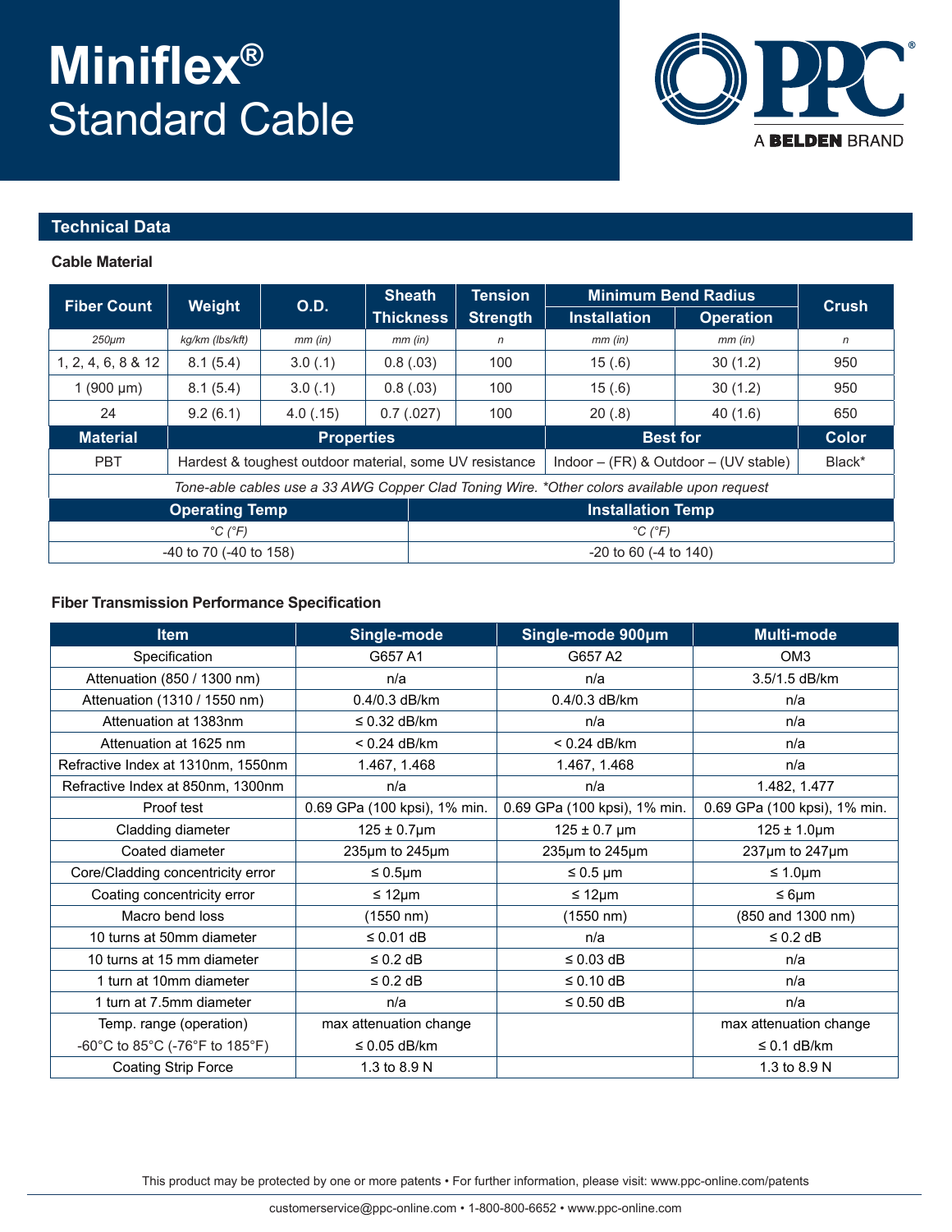# Miniflex® Standard Cable

PPC A BELDEN BRAND

## Technical Data

### Cable Material

| Fiber Count | Weight | O.D. | Sheath Thickness | Tension Strength | Minimum Bend Radius | | Crush |
|---|---|---|---|---|---|---|---|
| | | | | | Installation | Operation | |
| *250µm* | *kg/km (lbs/kft)* | *mm (in)* | *mm (in)* | *n* | *mm (in)* | *mm (in)* | *n* |
| 1, 2, 4, 6, 8 & 12 | 8.1 (5.4) | 3.0 (.1) | 0.8 (.03) | 100 | 15 (.6) | 30 (1.2) | 950 |
| 1 (900 µm) | 8.1 (5.4) | 3.0 (.1) | 0.8 (.03) | 100 | 15 (.6) | 30 (1.2) | 950 |
| 24 | 9.2 (6.1) | 4.0 (.15) | 0.7 (.027) | 100 | 20 (.8) | 40 (1.6) | 650 |

| Material | Properties | Best for | Color |
|---|---|---|---|
| PBT | Hardest & toughest outdoor material, some UV resistance | Indoor – (FR) & Outdoor – (UV stable) | Black* |

*Tone-able cables use a 33 AWG Copper Clad Toning Wire. *Other colors available upon request*

| Operating Temp | Installation Temp |
|---|---|
| *°C (°F)* | *°C (°F)* |
| -40 to 70 (-40 to 158) | -20 to 60 (-4 to 140) |

### Fiber Transmission Performance Specification

| Item | Single-mode | Single-mode 900µm | Multi-mode |
|---|---|---|---|
| Specification | G657 A1 | G657 A2 | OM3 |
| Attenuation (850 / 1300 nm) | n/a | n/a | 3.5/1.5 dB/km |
| Attenuation (1310 / 1550 nm) | 0.4/0.3 dB/km | 0.4/0.3 dB/km | n/a |
| Attenuation at 1383nm | ≤ 0.32 dB/km | n/a | n/a |
| Attenuation at 1625 nm | < 0.24 dB/km | < 0.24 dB/km | n/a |
| Refractive Index at 1310nm, 1550nm | 1.467, 1.468 | 1.467, 1.468 | n/a |
| Refractive Index at 850nm, 1300nm | n/a | n/a | 1.482, 1.477 |
| Proof test | 0.69 GPa (100 kpsi), 1% min. | 0.69 GPa (100 kpsi), 1% min. | 0.69 GPa (100 kpsi), 1% min. |
| Cladding diameter | 125 ± 0.7µm | 125 ± 0.7 µm | 125 ± 1.0µm |
| Coated diameter | 235µm to 245µm | 235µm to 245µm | 237µm to 247µm |
| Core/Cladding concentricity error | ≤ 0.5µm | ≤ 0.5 µm | ≤ 1.0µm |
| Coating concentricity error | ≤ 12µm | ≤ 12µm | ≤ 6µm |
| Macro bend loss | (1550 nm) | (1550 nm) | (850 and 1300 nm) |
| 10 turns at 50mm diameter | ≤ 0.01 dB | n/a | ≤ 0.2 dB |
| 10 turns at 15 mm diameter | ≤ 0.2 dB | ≤ 0.03 dB | n/a |
| 1 turn at 10mm diameter | ≤ 0.2 dB | ≤ 0.10 dB | n/a |
| 1 turn at 7.5mm diameter | n/a | ≤ 0.50 dB | n/a |
| Temp. range (operation) -60°C to 85°C (-76°F to 185°F) | max attenuation change ≤ 0.05 dB/km | | max attenuation change ≤ 0.1 dB/km |
| Coating Strip Force | 1.3 to 8.9 N | | 1.3 to 8.9 N |

This product may be protected by one or more patents • For further information, please visit: www.ppc-online.com/patents

customerservice@ppc-online.com • 1-800-800-6652 • www.ppc-online.com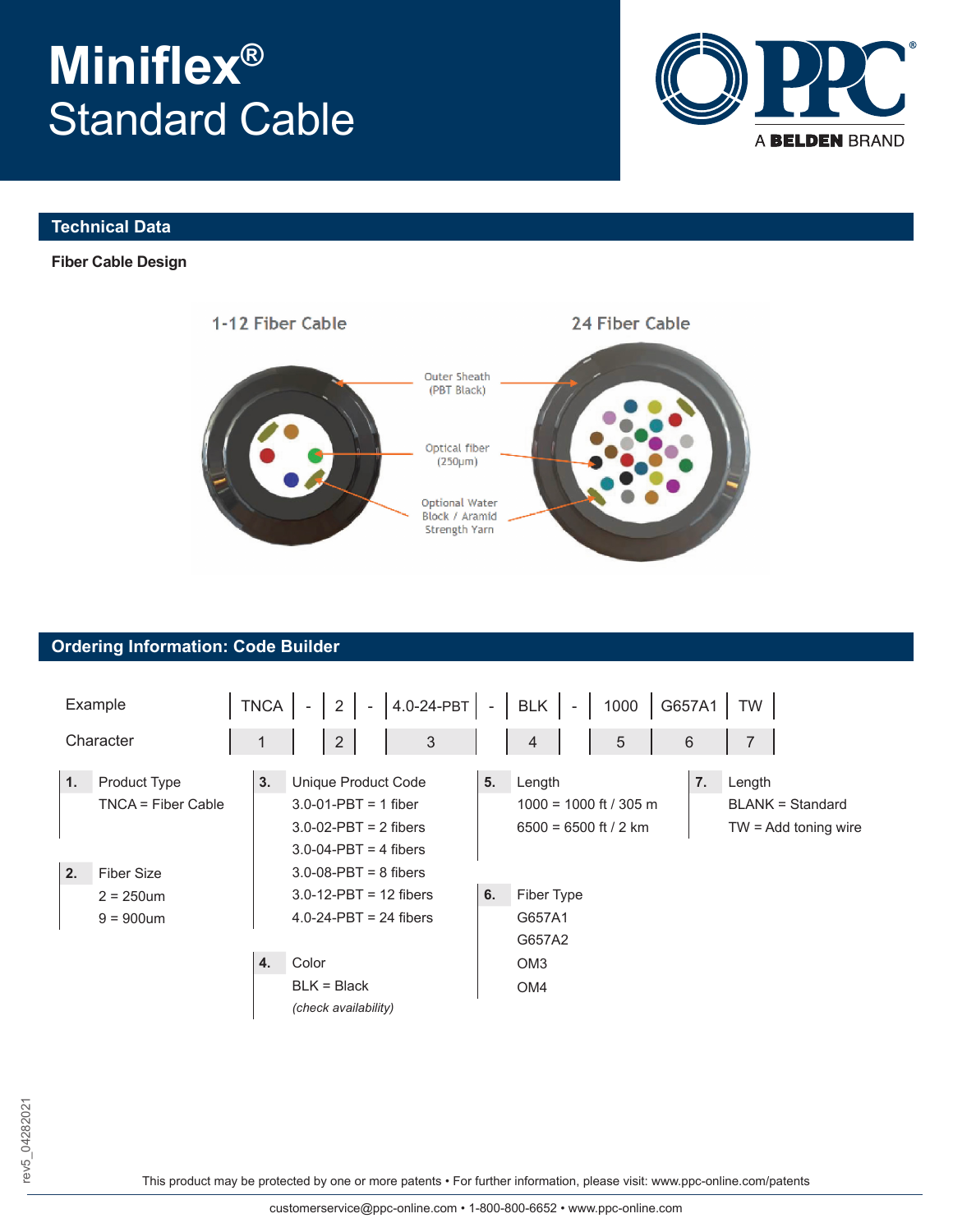# Miniflex® Standard Cable

A BELDEN BRAND

## Technical Data

### Fiber Cable Design

1-12 Fiber Cable

24 Fiber Cable

Outer Sheath (PBT Black)

Optical fiber (250μm)

Optional Water Block / Aramid Strength Yarn

## Ordering Information: Code Builder

| | | | | | | | | | | | |
|---|---|---|---|---|---|---|---|---|---|---|---|
| Example | TNCA | - | 2 | - | 4.0-24-PBT | - | BLK | - | 1000 | G657A1 | TW |
| Character | 1 | | 2 | | 3 | | 4 | | 5 | 6 | 7 |

**1.** Product Type
TNCA = Fiber Cable

**2.** Fiber Size
2 = 250um
9 = 900um

**3.** Unique Product Code
3.0-01-PBT = 1 fiber
3.0-02-PBT = 2 fibers
3.0-04-PBT = 4 fibers
3.0-08-PBT = 8 fibers
3.0-12-PBT = 12 fibers
4.0-24-PBT = 24 fibers

**4.** Color
BLK = Black
*(check availability)*

**5.** Length
1000 = 1000 ft / 305 m
6500 = 6500 ft / 2 km

**6.** Fiber Type
G657A1
G657A2
OM3
OM4

**7.** Length
BLANK = Standard
TW = Add toning wire

rev5_04282021

This product may be protected by one or more patents • For further information, please visit: www.ppc-online.com/patents

customerservice@ppc-online.com • 1-800-800-6652 • www.ppc-online.com